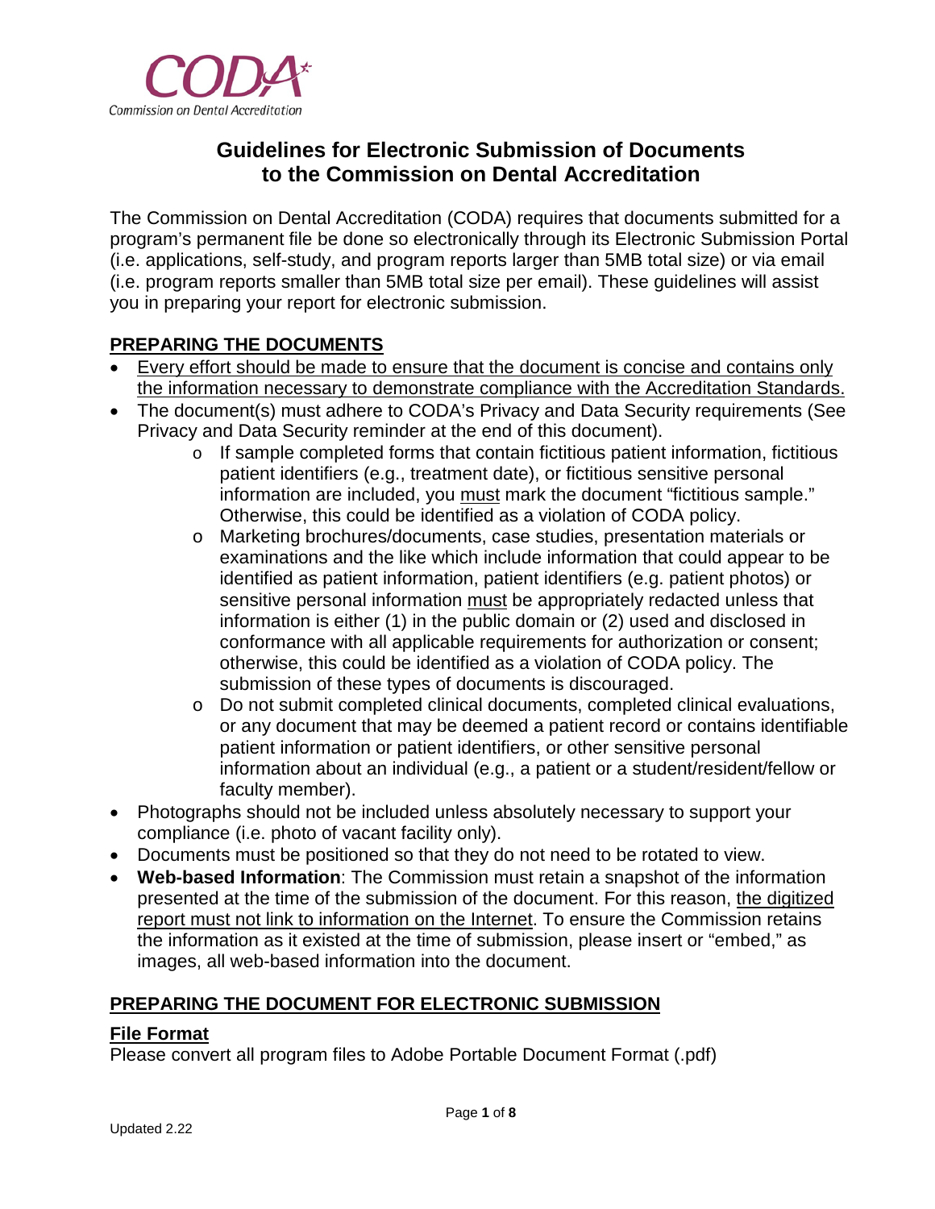CODA
Commission on Dental Accreditation

# Guidelines for Electronic Submission of Documents to the Commission on Dental Accreditation

The Commission on Dental Accreditation (CODA) requires that documents submitted for a program's permanent file be done so electronically through its Electronic Submission Portal (i.e. applications, self-study, and program reports larger than 5MB total size) or via email (i.e. program reports smaller than 5MB total size per email). These guidelines will assist you in preparing your report for electronic submission.

## PREPARING THE DOCUMENTS

- <u>Every effort should be made to ensure that the document is concise and contains only the information necessary to demonstrate compliance with the Accreditation Standards.</u>
- The document(s) must adhere to CODA's Privacy and Data Security requirements (See Privacy and Data Security reminder at the end of this document).
  - If sample completed forms that contain fictitious patient information, fictitious patient identifiers (e.g., treatment date), or fictitious sensitive personal information are included, you <u>must</u> mark the document "fictitious sample." Otherwise, this could be identified as a violation of CODA policy.
  - Marketing brochures/documents, case studies, presentation materials or examinations and the like which include information that could appear to be identified as patient information, patient identifiers (e.g. patient photos) or sensitive personal information <u>must</u> be appropriately redacted unless that information is either (1) in the public domain or (2) used and disclosed in conformance with all applicable requirements for authorization or consent; otherwise, this could be identified as a violation of CODA policy. The submission of these types of documents is discouraged.
  - Do not submit completed clinical documents, completed clinical evaluations, or any document that may be deemed a patient record or contains identifiable patient information or patient identifiers, or other sensitive personal information about an individual (e.g., a patient or a student/resident/fellow or faculty member).
- Photographs should not be included unless absolutely necessary to support your compliance (i.e. photo of vacant facility only).
- Documents must be positioned so that they do not need to be rotated to view.
- **Web-based Information**: The Commission must retain a snapshot of the information presented at the time of the submission of the document. For this reason, <u>the digitized report must not link to information on the Internet</u>. To ensure the Commission retains the information as it existed at the time of submission, please insert or "embed," as images, all web-based information into the document.

## PREPARING THE DOCUMENT FOR ELECTRONIC SUBMISSION

### File Format

Please convert all program files to Adobe Portable Document Format (.pdf)

Updated 2.22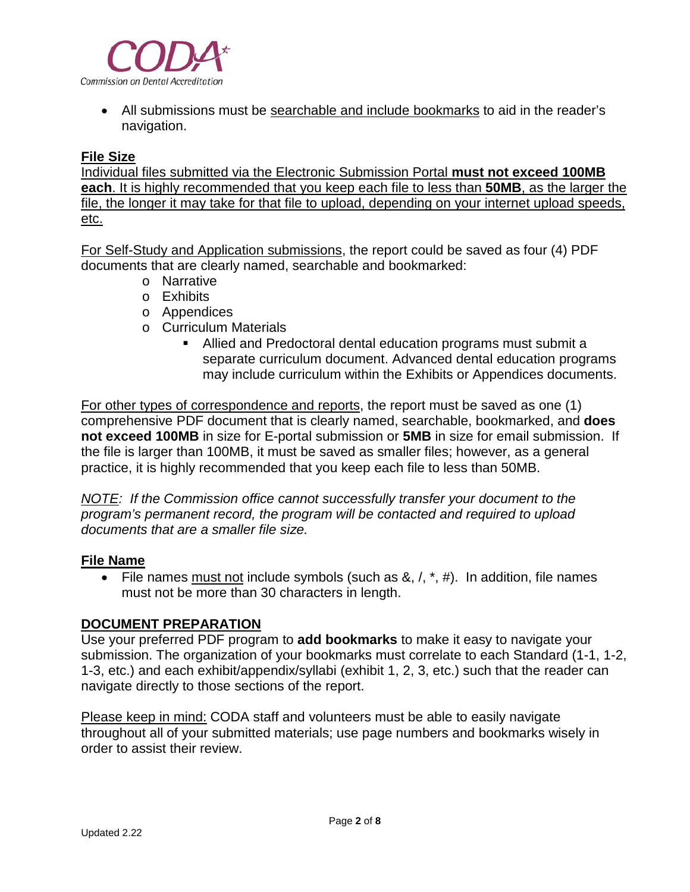- All submissions must be searchable and include bookmarks to aid in the reader's navigation.

**File Size**

Individual files submitted via the Electronic Submission Portal **must not exceed 100MB each**. It is highly recommended that you keep each file to less than **50MB**, as the larger the file, the longer it may take for that file to upload, depending on your internet upload speeds, etc.

For Self-Study and Application submissions, the report could be saved as four (4) PDF documents that are clearly named, searchable and bookmarked:

- Narrative
- Exhibits
- Appendices
- Curriculum Materials
  - Allied and Predoctoral dental education programs must submit a separate curriculum document. Advanced dental education programs may include curriculum within the Exhibits or Appendices documents.

For other types of correspondence and reports, the report must be saved as one (1) comprehensive PDF document that is clearly named, searchable, bookmarked, and **does not exceed 100MB** in size for E-portal submission or **5MB** in size for email submission. If the file is larger than 100MB, it must be saved as smaller files; however, as a general practice, it is highly recommended that you keep each file to less than 50MB.

*NOTE: If the Commission office cannot successfully transfer your document to the program's permanent record, the program will be contacted and required to upload documents that are a smaller file size.*

**File Name**

- File names must not include symbols (such as &, /, *, #). In addition, file names must not be more than 30 characters in length.

**DOCUMENT PREPARATION**

Use your preferred PDF program to **add bookmarks** to make it easy to navigate your submission. The organization of your bookmarks must correlate to each Standard (1-1, 1-2, 1-3, etc.) and each exhibit/appendix/syllabi (exhibit 1, 2, 3, etc.) such that the reader can navigate directly to those sections of the report.

Please keep in mind: CODA staff and volunteers must be able to easily navigate throughout all of your submitted materials; use page numbers and bookmarks wisely in order to assist their review.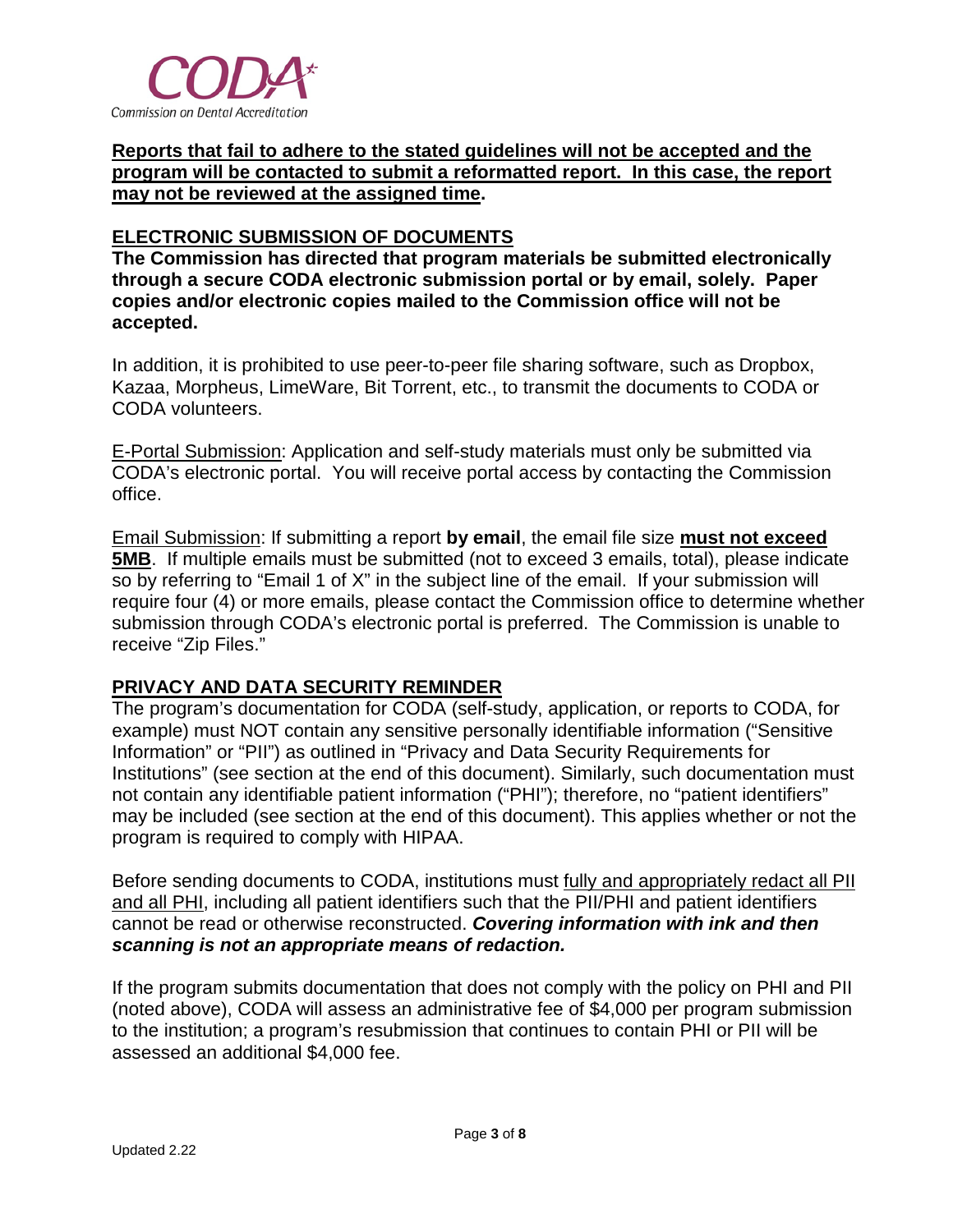CODA
Commission on Dental Accreditation

**Reports that fail to adhere to the stated guidelines will not be accepted and the program will be contacted to submit a reformatted report. In this case, the report may not be reviewed at the assigned time.**

## ELECTRONIC SUBMISSION OF DOCUMENTS

**The Commission has directed that program materials be submitted electronically through a secure CODA electronic submission portal or by email, solely. Paper copies and/or electronic copies mailed to the Commission office will not be accepted.**

In addition, it is prohibited to use peer-to-peer file sharing software, such as Dropbox, Kazaa, Morpheus, LimeWare, Bit Torrent, etc., to transmit the documents to CODA or CODA volunteers.

E-Portal Submission: Application and self-study materials must only be submitted via CODA's electronic portal. You will receive portal access by contacting the Commission office.

Email Submission: If submitting a report **by email**, the email file size **must not exceed 5MB**. If multiple emails must be submitted (not to exceed 3 emails, total), please indicate so by referring to "Email 1 of X" in the subject line of the email. If your submission will require four (4) or more emails, please contact the Commission office to determine whether submission through CODA's electronic portal is preferred. The Commission is unable to receive "Zip Files."

## PRIVACY AND DATA SECURITY REMINDER

The program's documentation for CODA (self-study, application, or reports to CODA, for example) must NOT contain any sensitive personally identifiable information ("Sensitive Information" or "PII") as outlined in "Privacy and Data Security Requirements for Institutions" (see section at the end of this document). Similarly, such documentation must not contain any identifiable patient information ("PHI"); therefore, no "patient identifiers" may be included (see section at the end of this document). This applies whether or not the program is required to comply with HIPAA.

Before sending documents to CODA, institutions must fully and appropriately redact all PII and all PHI, including all patient identifiers such that the PII/PHI and patient identifiers cannot be read or otherwise reconstructed. ***Covering information with ink and then scanning is not an appropriate means of redaction.***

If the program submits documentation that does not comply with the policy on PHI and PII (noted above), CODA will assess an administrative fee of $4,000 per program submission to the institution; a program's resubmission that continues to contain PHI or PII will be assessed an additional $4,000 fee.

Updated 2.22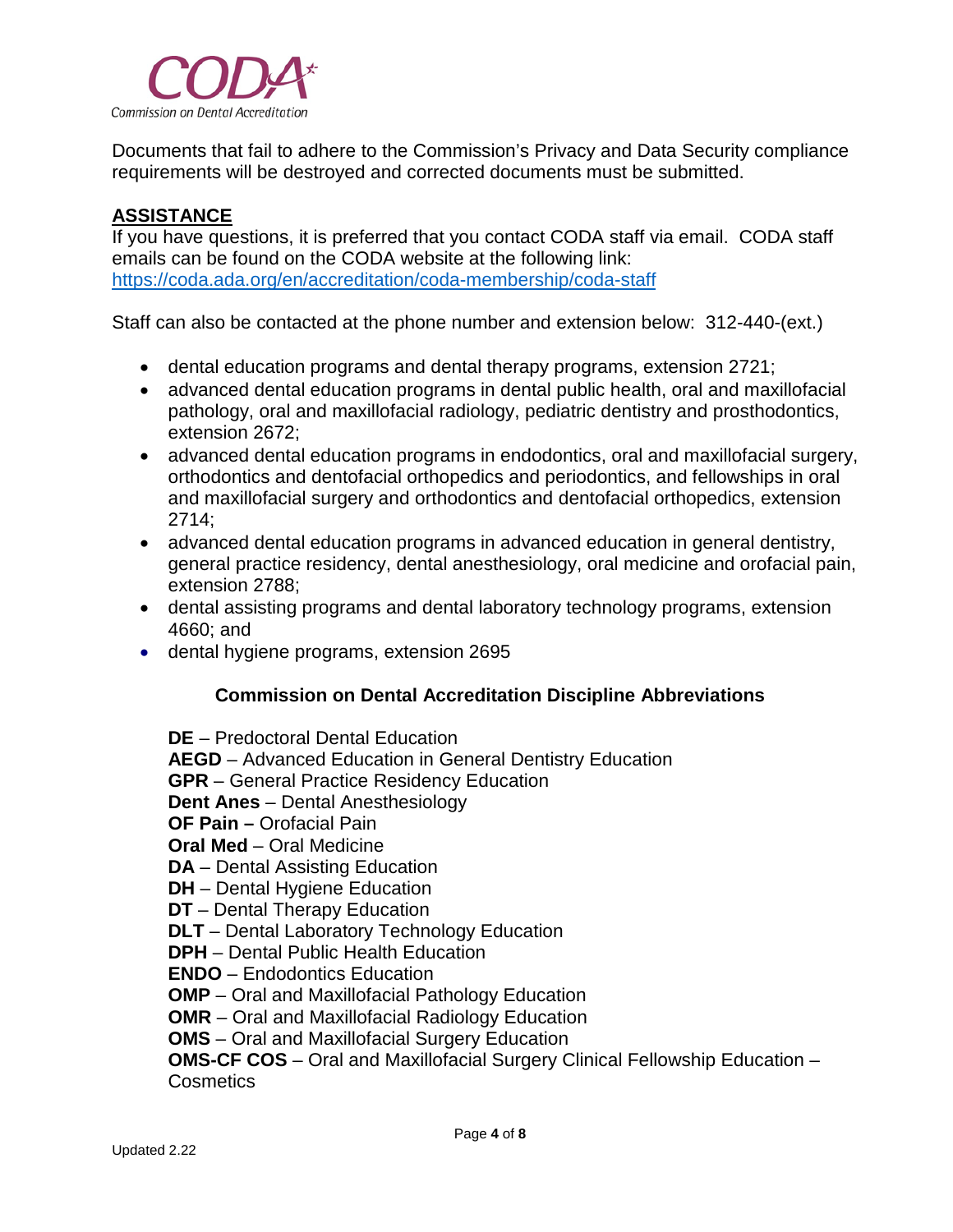Documents that fail to adhere to the Commission's Privacy and Data Security compliance requirements will be destroyed and corrected documents must be submitted.

## ASSISTANCE

If you have questions, it is preferred that you contact CODA staff via email. CODA staff emails can be found on the CODA website at the following link: https://coda.ada.org/en/accreditation/coda-membership/coda-staff

Staff can also be contacted at the phone number and extension below: 312-440-(ext.)

- dental education programs and dental therapy programs, extension 2721;
- advanced dental education programs in dental public health, oral and maxillofacial pathology, oral and maxillofacial radiology, pediatric dentistry and prosthodontics, extension 2672;
- advanced dental education programs in endodontics, oral and maxillofacial surgery, orthodontics and dentofacial orthopedics and periodontics, and fellowships in oral and maxillofacial surgery and orthodontics and dentofacial orthopedics, extension 2714;
- advanced dental education programs in advanced education in general dentistry, general practice residency, dental anesthesiology, oral medicine and orofacial pain, extension 2788;
- dental assisting programs and dental laboratory technology programs, extension 4660; and
- dental hygiene programs, extension 2695

### Commission on Dental Accreditation Discipline Abbreviations

**DE** – Predoctoral Dental Education  
**AEGD** – Advanced Education in General Dentistry Education  
**GPR** – General Practice Residency Education  
**Dent Anes** – Dental Anesthesiology  
**OF Pain –** Orofacial Pain  
**Oral Med** – Oral Medicine  
**DA** – Dental Assisting Education  
**DH** – Dental Hygiene Education  
**DT** – Dental Therapy Education  
**DLT** – Dental Laboratory Technology Education  
**DPH** – Dental Public Health Education  
**ENDO** – Endodontics Education  
**OMP** – Oral and Maxillofacial Pathology Education  
**OMR** – Oral and Maxillofacial Radiology Education  
**OMS** – Oral and Maxillofacial Surgery Education  
**OMS-CF COS** – Oral and Maxillofacial Surgery Clinical Fellowship Education – Cosmetics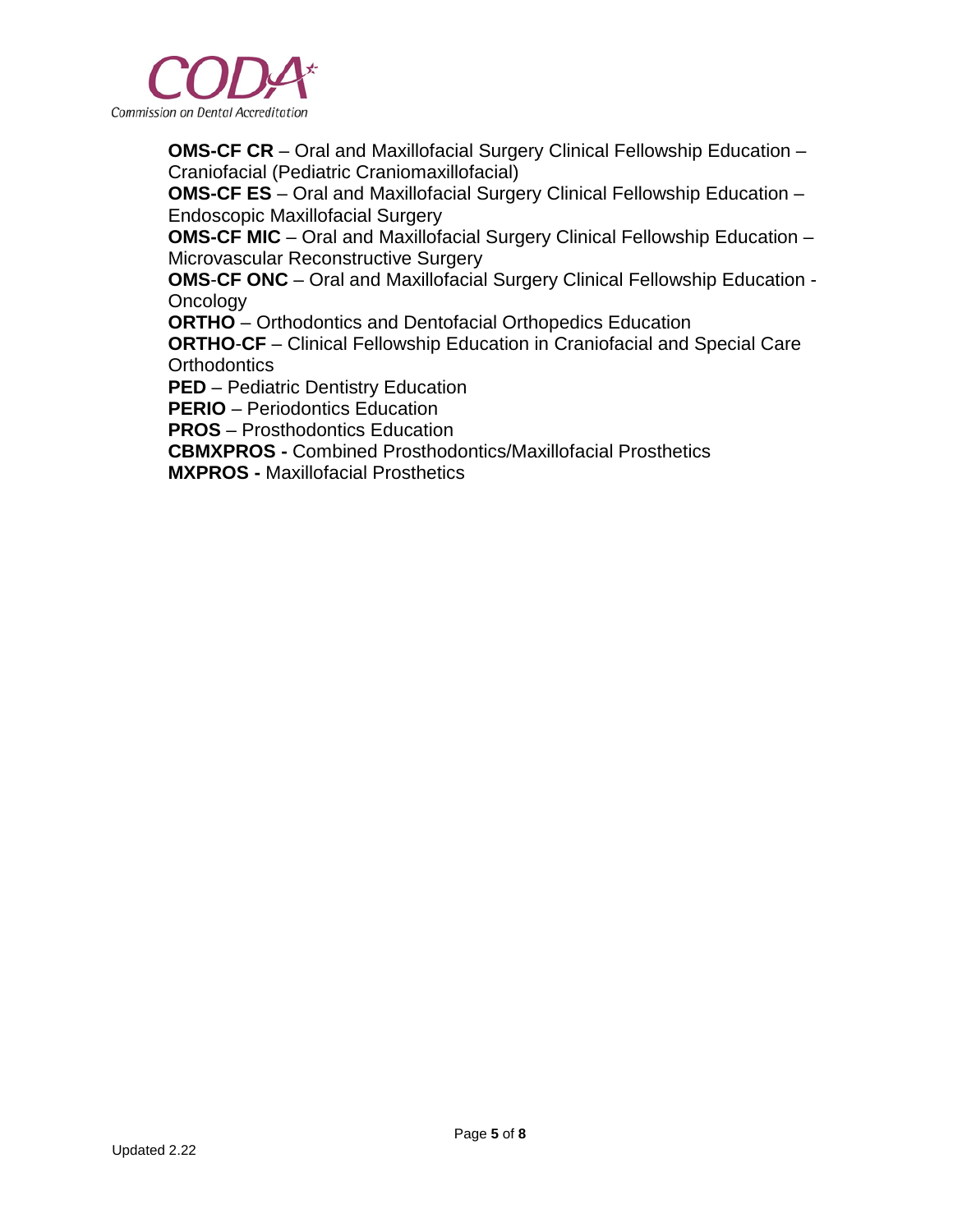**OMS-CF CR** – Oral and Maxillofacial Surgery Clinical Fellowship Education – Craniofacial (Pediatric Craniomaxillofacial)
**OMS-CF ES** – Oral and Maxillofacial Surgery Clinical Fellowship Education – Endoscopic Maxillofacial Surgery
**OMS-CF MIC** – Oral and Maxillofacial Surgery Clinical Fellowship Education – Microvascular Reconstructive Surgery
**OMS-CF ONC** – Oral and Maxillofacial Surgery Clinical Fellowship Education - Oncology
**ORTHO** – Orthodontics and Dentofacial Orthopedics Education
**ORTHO-CF** – Clinical Fellowship Education in Craniofacial and Special Care Orthodontics
**PED** – Pediatric Dentistry Education
**PERIO** – Periodontics Education
**PROS** – Prosthodontics Education
**CBMXPROS -** Combined Prosthodontics/Maxillofacial Prosthetics
**MXPROS -** Maxillofacial Prosthetics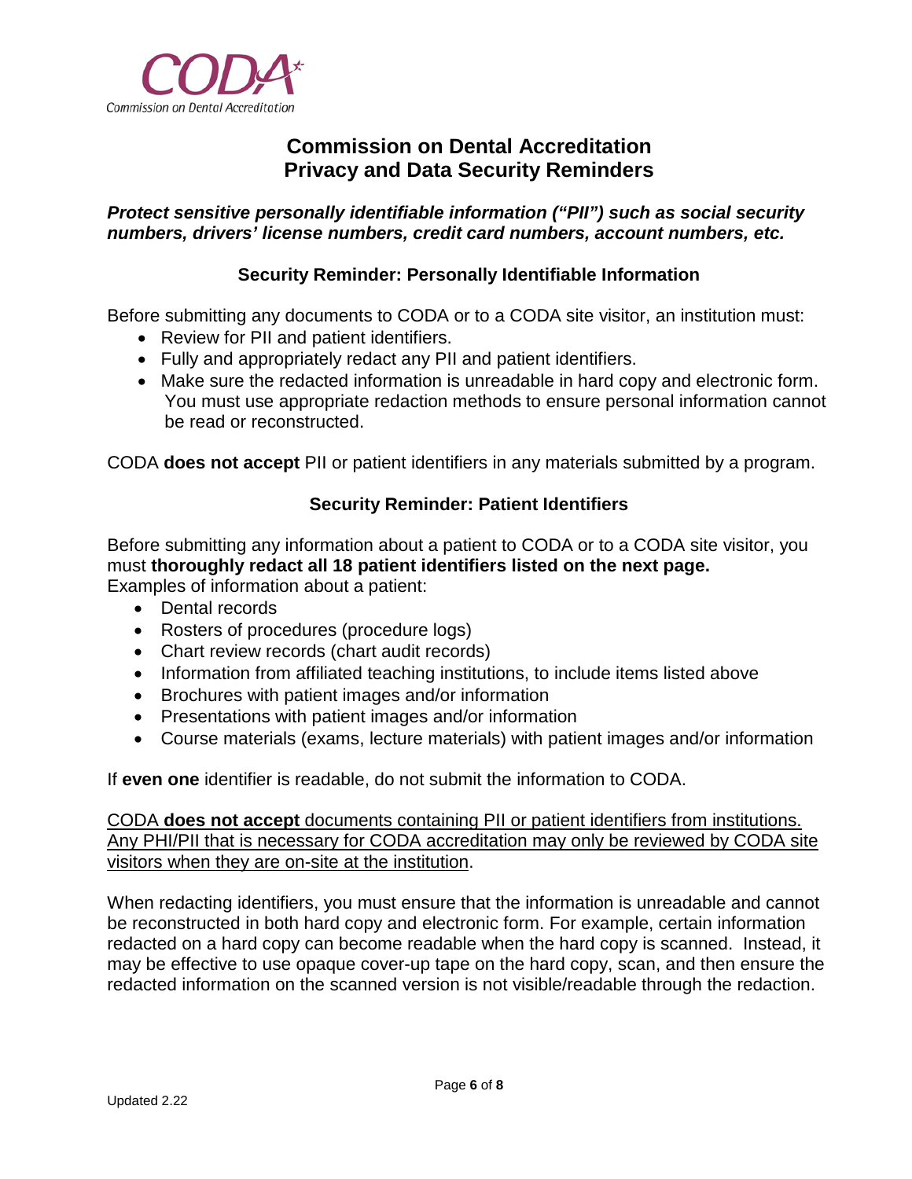CODA

Commission on Dental Accreditation

# Commission on Dental Accreditation
# Privacy and Data Security Reminders

***Protect sensitive personally identifiable information ("PII") such as social security numbers, drivers' license numbers, credit card numbers, account numbers, etc.***

### Security Reminder: Personally Identifiable Information

Before submitting any documents to CODA or to a CODA site visitor, an institution must:

- Review for PII and patient identifiers.
- Fully and appropriately redact any PII and patient identifiers.
- Make sure the redacted information is unreadable in hard copy and electronic form. You must use appropriate redaction methods to ensure personal information cannot be read or reconstructed.

CODA **does not accept** PII or patient identifiers in any materials submitted by a program.

### Security Reminder: Patient Identifiers

Before submitting any information about a patient to CODA or to a CODA site visitor, you must **thoroughly redact all 18 patient identifiers listed on the next page.**
Examples of information about a patient:

- Dental records
- Rosters of procedures (procedure logs)
- Chart review records (chart audit records)
- Information from affiliated teaching institutions, to include items listed above
- Brochures with patient images and/or information
- Presentations with patient images and/or information
- Course materials (exams, lecture materials) with patient images and/or information

If **even one** identifier is readable, do not submit the information to CODA.

<u>CODA **does not accept** documents containing PII or patient identifiers from institutions. Any PHI/PII that is necessary for CODA accreditation may only be reviewed by CODA site visitors when they are on-site at the institution</u>.

When redacting identifiers, you must ensure that the information is unreadable and cannot be reconstructed in both hard copy and electronic form. For example, certain information redacted on a hard copy can become readable when the hard copy is scanned. Instead, it may be effective to use opaque cover-up tape on the hard copy, scan, and then ensure the redacted information on the scanned version is not visible/readable through the redaction.

Updated 2.22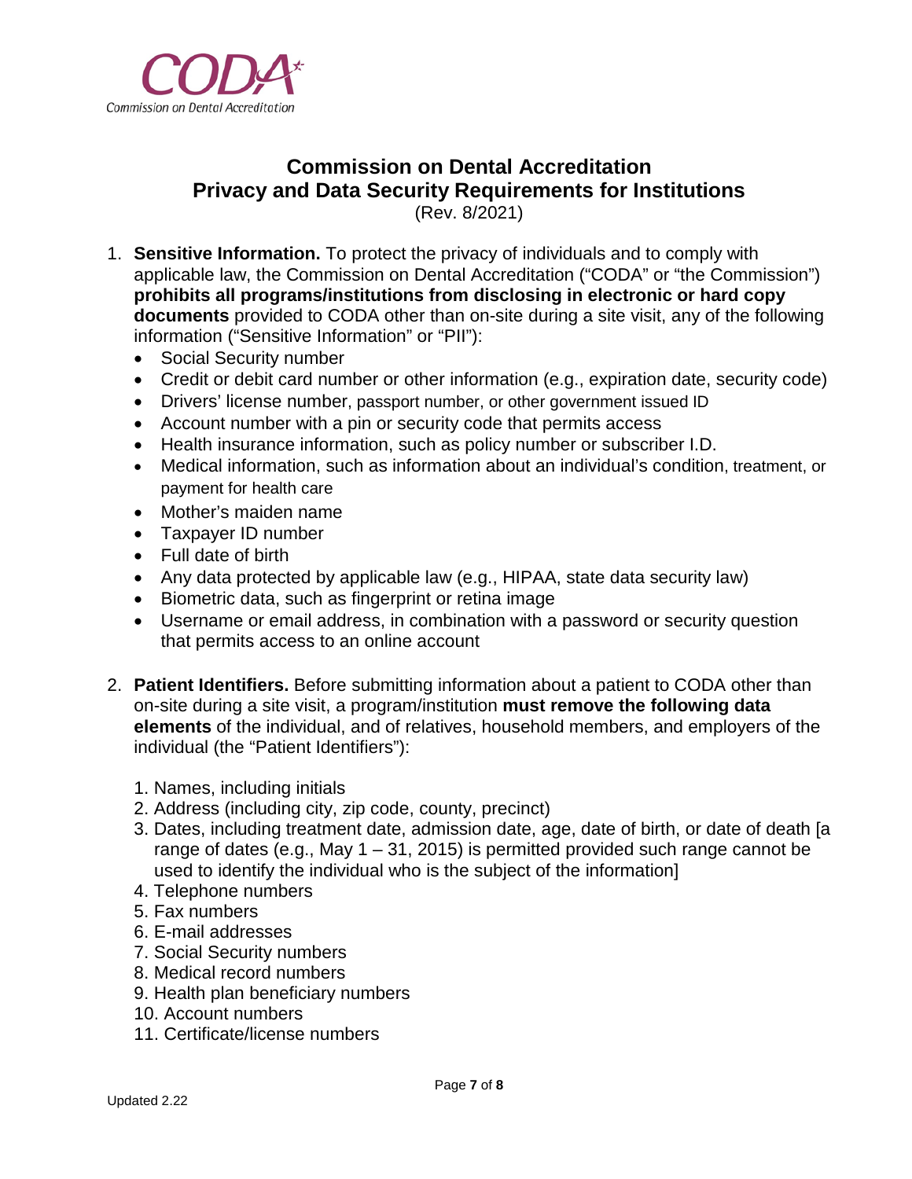Commission on Dental Accreditation

# Commission on Dental Accreditation
# Privacy and Data Security Requirements for Institutions

(Rev. 8/2021)

1. **Sensitive Information.** To protect the privacy of individuals and to comply with applicable law, the Commission on Dental Accreditation ("CODA" or "the Commission") **prohibits all programs/institutions from disclosing in electronic or hard copy documents** provided to CODA other than on-site during a site visit, any of the following information ("Sensitive Information" or "PII"):
   - Social Security number
   - Credit or debit card number or other information (e.g., expiration date, security code)
   - Drivers' license number, passport number, or other government issued ID
   - Account number with a pin or security code that permits access
   - Health insurance information, such as policy number or subscriber I.D.
   - Medical information, such as information about an individual's condition, treatment, or payment for health care
   - Mother's maiden name
   - Taxpayer ID number
   - Full date of birth
   - Any data protected by applicable law (e.g., HIPAA, state data security law)
   - Biometric data, such as fingerprint or retina image
   - Username or email address, in combination with a password or security question that permits access to an online account

2. **Patient Identifiers.** Before submitting information about a patient to CODA other than on-site during a site visit, a program/institution **must remove the following data elements** of the individual, and of relatives, household members, and employers of the individual (the "Patient Identifiers"):

   1. Names, including initials
   2. Address (including city, zip code, county, precinct)
   3. Dates, including treatment date, admission date, age, date of birth, or date of death [a range of dates (e.g., May 1 – 31, 2015) is permitted provided such range cannot be used to identify the individual who is the subject of the information]
   4. Telephone numbers
   5. Fax numbers
   6. E-mail addresses
   7. Social Security numbers
   8. Medical record numbers
   9. Health plan beneficiary numbers
   10. Account numbers
   11. Certificate/license numbers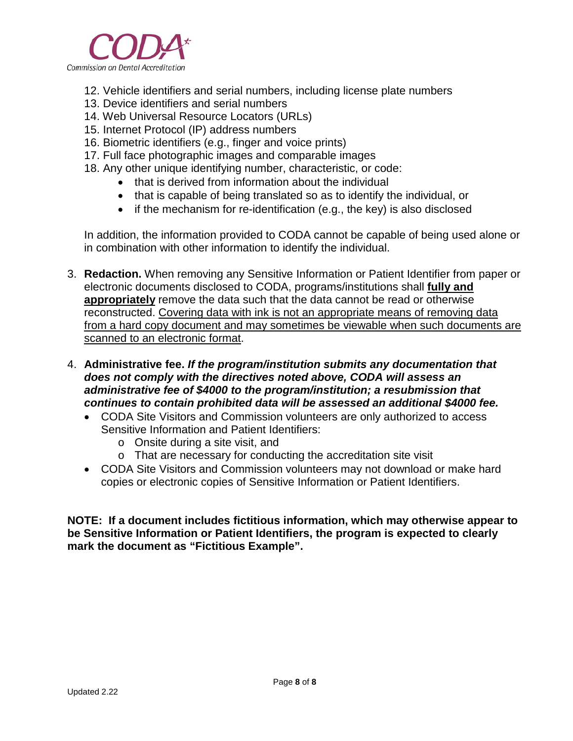12. Vehicle identifiers and serial numbers, including license plate numbers
13. Device identifiers and serial numbers
14. Web Universal Resource Locators (URLs)
15. Internet Protocol (IP) address numbers
16. Biometric identifiers (e.g., finger and voice prints)
17. Full face photographic images and comparable images
18. Any other unique identifying number, characteristic, or code:
    - that is derived from information about the individual
    - that is capable of being translated so as to identify the individual, or
    - if the mechanism for re-identification (e.g., the key) is also disclosed

In addition, the information provided to CODA cannot be capable of being used alone or in combination with other information to identify the individual.

3. **Redaction.** When removing any Sensitive Information or Patient Identifier from paper or electronic documents disclosed to CODA, programs/institutions shall **fully and appropriately** remove the data such that the data cannot be read or otherwise reconstructed. Covering data with ink is not an appropriate means of removing data from a hard copy document and may sometimes be viewable when such documents are scanned to an electronic format.

4. **Administrative fee.** ***If the program/institution submits any documentation that does not comply with the directives noted above, CODA will assess an administrative fee of $4000 to the program/institution; a resubmission that continues to contain prohibited data will be assessed an additional $4000 fee.***
    - CODA Site Visitors and Commission volunteers are only authorized to access Sensitive Information and Patient Identifiers:
        - Onsite during a site visit, and
        - That are necessary for conducting the accreditation site visit
    - CODA Site Visitors and Commission volunteers may not download or make hard copies or electronic copies of Sensitive Information or Patient Identifiers.

**NOTE: If a document includes fictitious information, which may otherwise appear to be Sensitive Information or Patient Identifiers, the program is expected to clearly mark the document as "Fictitious Example".**

Updated 2.22